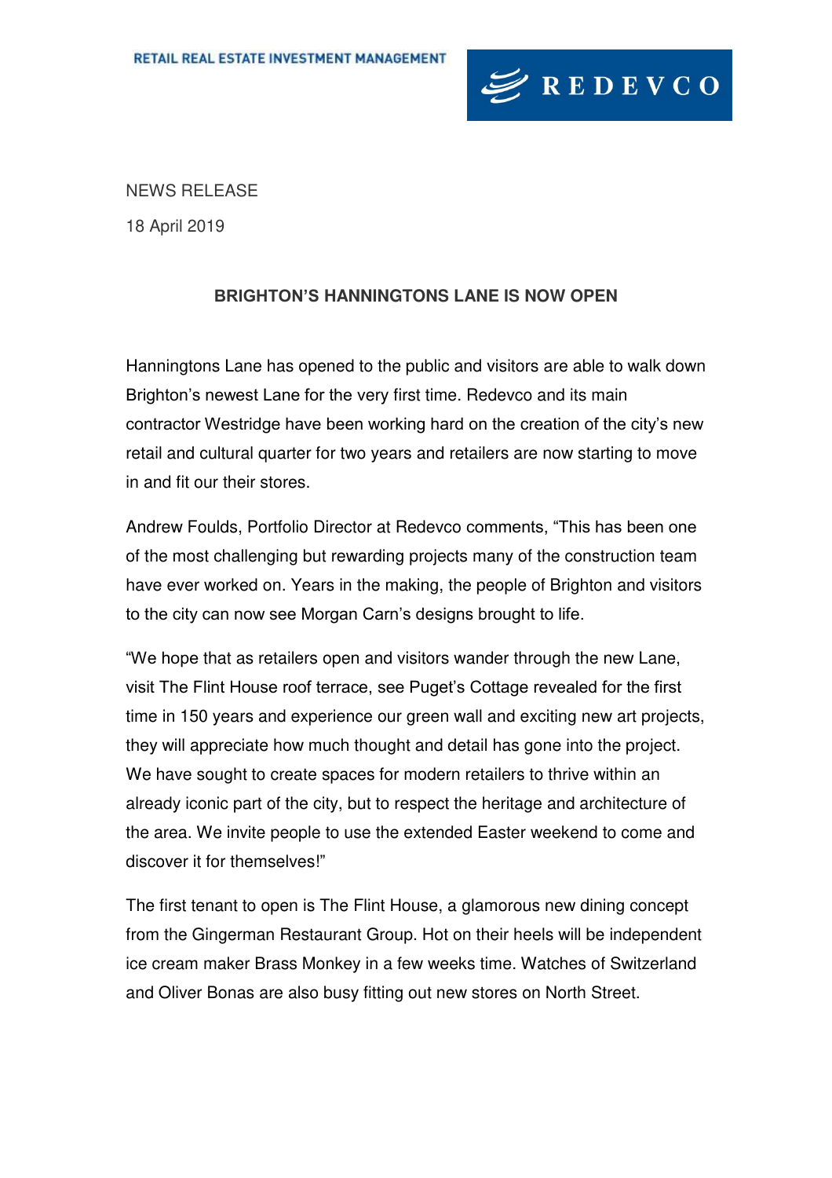RETAIL REAL ESTATE INVESTMENT MANAGEMENT

REDEVCO

NEWS RELEASE

18 April 2019

## BRIGHTON'S HANNINGTONS LANE IS NOW OPEN

Hanningtons Lane has opened to the public and visitors are able to walk down Brighton's newest Lane for the very first time. Redevco and its main contractor Westridge have been working hard on the creation of the city's new retail and cultural quarter for two years and retailers are now starting to move in and fit our their stores.

Andrew Foulds, Portfolio Director at Redevco comments, "This has been one of the most challenging but rewarding projects many of the construction team have ever worked on. Years in the making, the people of Brighton and visitors to the city can now see Morgan Carn's designs brought to life.

"We hope that as retailers open and visitors wander through the new Lane, visit The Flint House roof terrace, see Puget's Cottage revealed for the first time in 150 years and experience our green wall and exciting new art projects, they will appreciate how much thought and detail has gone into the project. We have sought to create spaces for modern retailers to thrive within an already iconic part of the city, but to respect the heritage and architecture of the area. We invite people to use the extended Easter weekend to come and discover it for themselves!"

The first tenant to open is The Flint House, a glamorous new dining concept from the Gingerman Restaurant Group. Hot on their heels will be independent ice cream maker Brass Monkey in a few weeks time. Watches of Switzerland and Oliver Bonas are also busy fitting out new stores on North Street.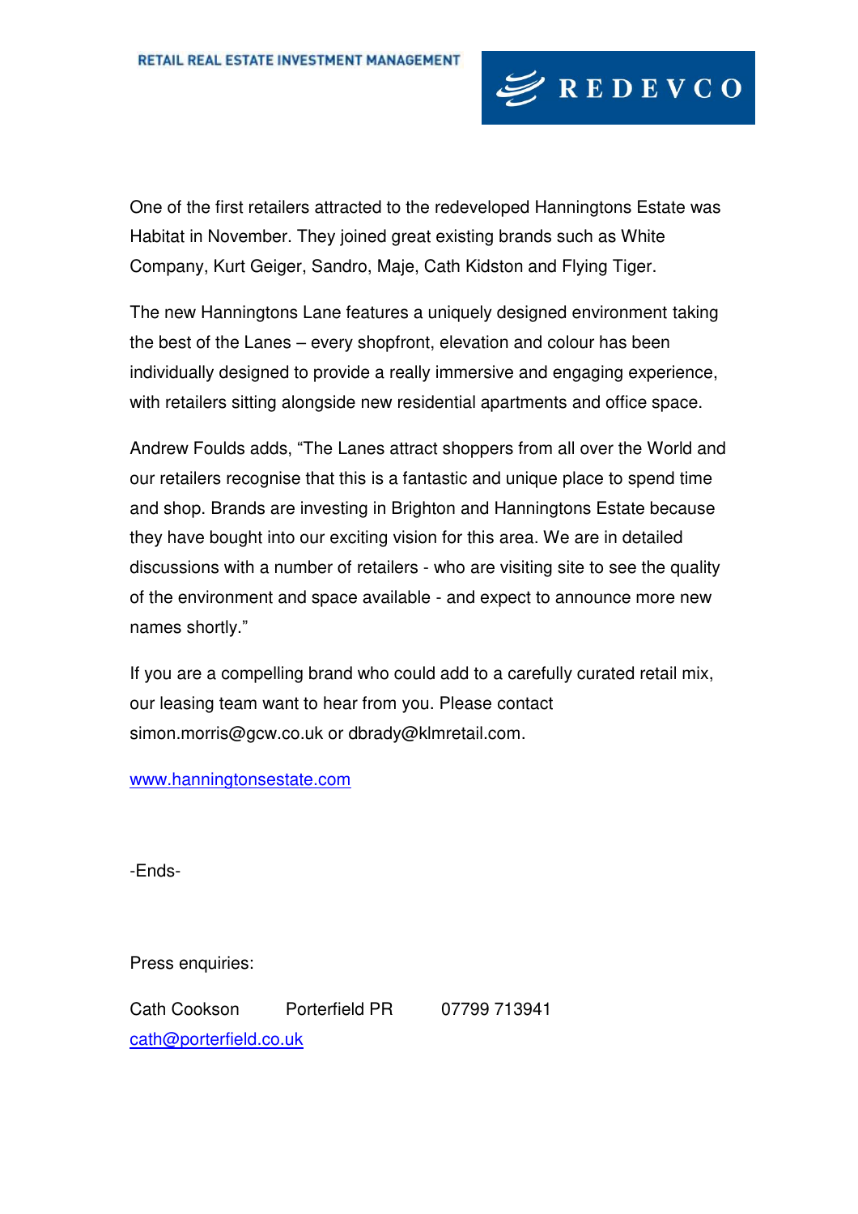One of the first retailers attracted to the redeveloped Hanningtons Estate was Habitat in November. They joined great existing brands such as White Company, Kurt Geiger, Sandro, Maje, Cath Kidston and Flying Tiger.

The new Hanningtons Lane features a uniquely designed environment taking the best of the Lanes – every shopfront, elevation and colour has been individually designed to provide a really immersive and engaging experience, with retailers sitting alongside new residential apartments and office space.

Andrew Foulds adds, "The Lanes attract shoppers from all over the World and our retailers recognise that this is a fantastic and unique place to spend time and shop. Brands are investing in Brighton and Hanningtons Estate because they have bought into our exciting vision for this area. We are in detailed discussions with a number of retailers - who are visiting site to see the quality of the environment and space available - and expect to announce more new names shortly."

If you are a compelling brand who could add to a carefully curated retail mix, our leasing team want to hear from you. Please contact simon.morris@gcw.co.uk or dbrady@klmretail.com.

www.hanningtonsestate.com

-Ends-

Press enquiries:

Cath Cookson Porterfield PR 07799 713941
cath@porterfield.co.uk